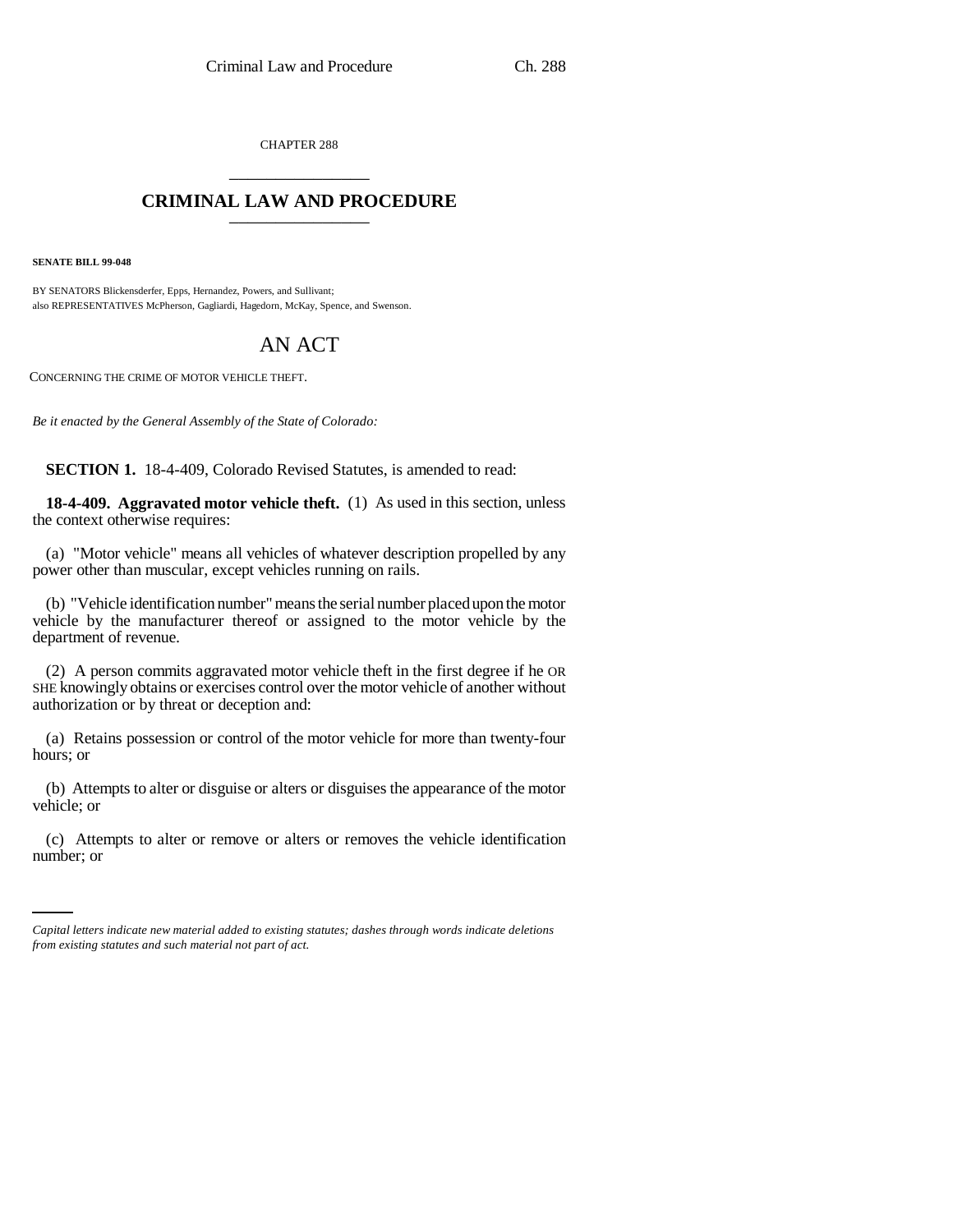CHAPTER 288

# CRIMINAL LAW AND PROCEDURE

**SENATE BILL 99-048**

BY SENATORS Blickensderfer, Epps, Hernandez, Powers, and Sullivant;
also REPRESENTATIVES McPherson, Gagliardi, Hagedorn, McKay, Spence, and Swenson.

## AN ACT

CONCERNING THE CRIME OF MOTOR VEHICLE THEFT.

*Be it enacted by the General Assembly of the State of Colorado:*

**SECTION 1.** 18-4-409, Colorado Revised Statutes, is amended to read:

**18-4-409. Aggravated motor vehicle theft.** (1) As used in this section, unless the context otherwise requires:

(a) "Motor vehicle" means all vehicles of whatever description propelled by any power other than muscular, except vehicles running on rails.

(b) "Vehicle identification number" means the serial number placed upon the motor vehicle by the manufacturer thereof or assigned to the motor vehicle by the department of revenue.

(2) A person commits aggravated motor vehicle theft in the first degree if he OR SHE knowingly obtains or exercises control over the motor vehicle of another without authorization or by threat or deception and:

(a) Retains possession or control of the motor vehicle for more than twenty-four hours; or

(b) Attempts to alter or disguise or alters or disguises the appearance of the motor vehicle; or

(c) Attempts to alter or remove or alters or removes the vehicle identification number; or

*Capital letters indicate new material added to existing statutes; dashes through words indicate deletions from existing statutes and such material not part of act.*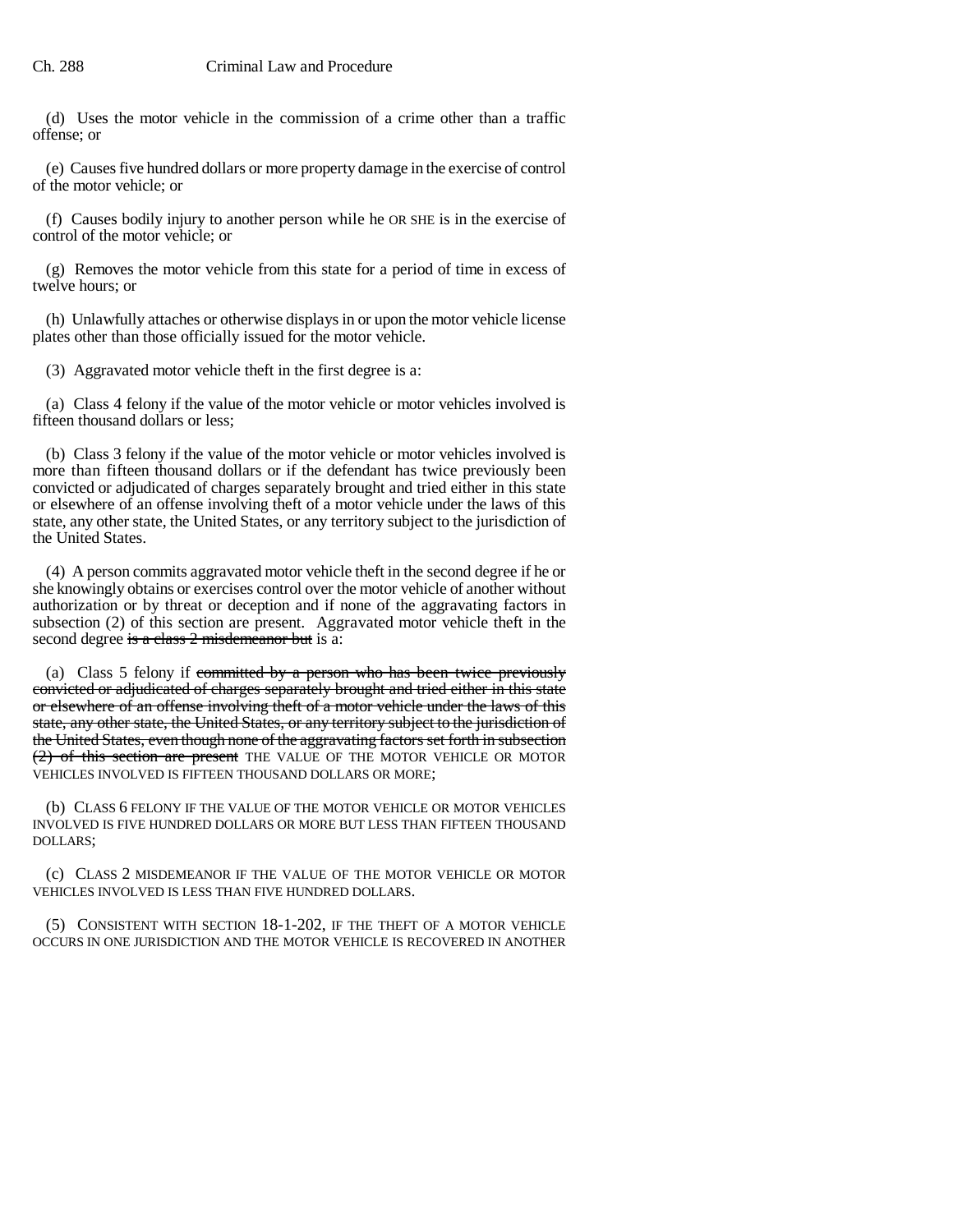(d) Uses the motor vehicle in the commission of a crime other than a traffic offense; or

(e) Causes five hundred dollars or more property damage in the exercise of control of the motor vehicle; or

(f) Causes bodily injury to another person while he OR SHE is in the exercise of control of the motor vehicle; or

(g) Removes the motor vehicle from this state for a period of time in excess of twelve hours; or

(h) Unlawfully attaches or otherwise displays in or upon the motor vehicle license plates other than those officially issued for the motor vehicle.

(3) Aggravated motor vehicle theft in the first degree is a:

(a) Class 4 felony if the value of the motor vehicle or motor vehicles involved is fifteen thousand dollars or less;

(b) Class 3 felony if the value of the motor vehicle or motor vehicles involved is more than fifteen thousand dollars or if the defendant has twice previously been convicted or adjudicated of charges separately brought and tried either in this state or elsewhere of an offense involving theft of a motor vehicle under the laws of this state, any other state, the United States, or any territory subject to the jurisdiction of the United States.

(4) A person commits aggravated motor vehicle theft in the second degree if he or she knowingly obtains or exercises control over the motor vehicle of another without authorization or by threat or deception and if none of the aggravating factors in subsection (2) of this section are present. Aggravated motor vehicle theft in the second degree ~~is a class 2 misdemeanor but~~ is a:

(a) Class 5 felony if ~~committed by a person who has been twice previously convicted or adjudicated of charges separately brought and tried either in this state or elsewhere of an offense involving theft of a motor vehicle under the laws of this state, any other state, the United States, or any territory subject to the jurisdiction of the United States, even though none of the aggravating factors set forth in subsection (2) of this section are present~~ THE VALUE OF THE MOTOR VEHICLE OR MOTOR VEHICLES INVOLVED IS FIFTEEN THOUSAND DOLLARS OR MORE;

(b) CLASS 6 FELONY IF THE VALUE OF THE MOTOR VEHICLE OR MOTOR VEHICLES INVOLVED IS FIVE HUNDRED DOLLARS OR MORE BUT LESS THAN FIFTEEN THOUSAND DOLLARS;

(c) CLASS 2 MISDEMEANOR IF THE VALUE OF THE MOTOR VEHICLE OR MOTOR VEHICLES INVOLVED IS LESS THAN FIVE HUNDRED DOLLARS.

(5) CONSISTENT WITH SECTION 18-1-202, IF THE THEFT OF A MOTOR VEHICLE OCCURS IN ONE JURISDICTION AND THE MOTOR VEHICLE IS RECOVERED IN ANOTHER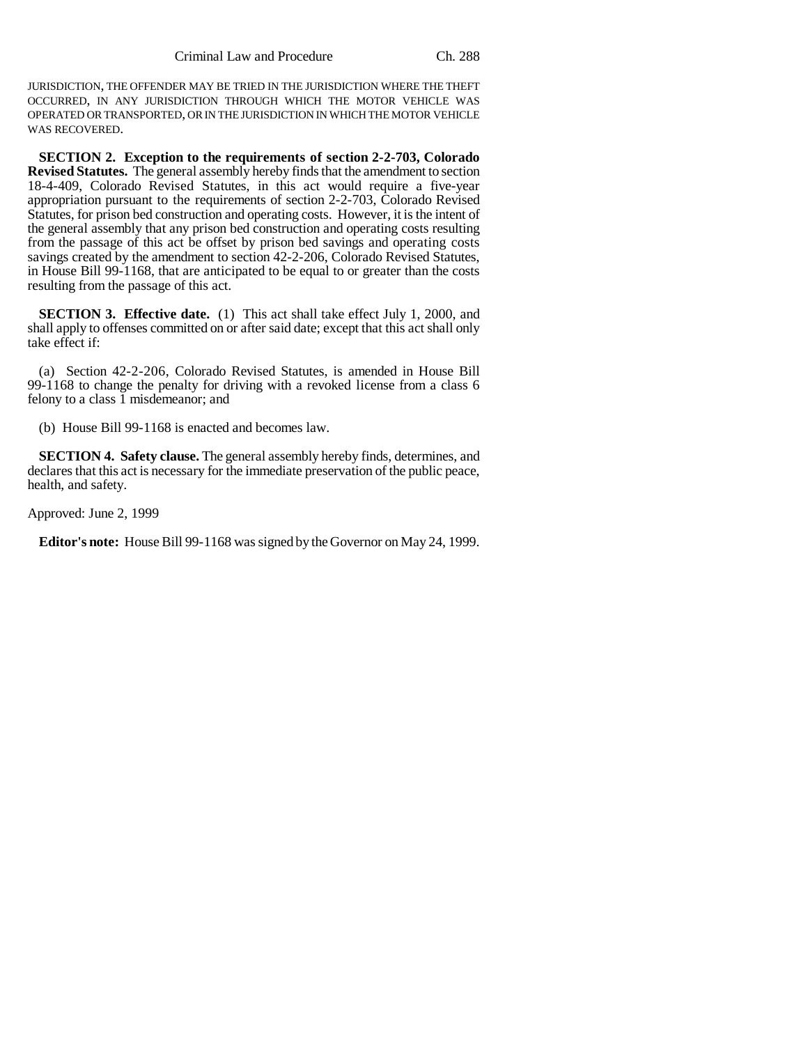JURISDICTION, THE OFFENDER MAY BE TRIED IN THE JURISDICTION WHERE THE THEFT OCCURRED, IN ANY JURISDICTION THROUGH WHICH THE MOTOR VEHICLE WAS OPERATED OR TRANSPORTED, OR IN THE JURISDICTION IN WHICH THE MOTOR VEHICLE WAS RECOVERED.

**SECTION 2. Exception to the requirements of section 2-2-703, Colorado Revised Statutes.** The general assembly hereby finds that the amendment to section 18-4-409, Colorado Revised Statutes, in this act would require a five-year appropriation pursuant to the requirements of section 2-2-703, Colorado Revised Statutes, for prison bed construction and operating costs. However, it is the intent of the general assembly that any prison bed construction and operating costs resulting from the passage of this act be offset by prison bed savings and operating costs savings created by the amendment to section 42-2-206, Colorado Revised Statutes, in House Bill 99-1168, that are anticipated to be equal to or greater than the costs resulting from the passage of this act.

**SECTION 3. Effective date.** (1) This act shall take effect July 1, 2000, and shall apply to offenses committed on or after said date; except that this act shall only take effect if:

(a) Section 42-2-206, Colorado Revised Statutes, is amended in House Bill 99-1168 to change the penalty for driving with a revoked license from a class 6 felony to a class 1 misdemeanor; and

(b) House Bill 99-1168 is enacted and becomes law.

**SECTION 4. Safety clause.** The general assembly hereby finds, determines, and declares that this act is necessary for the immediate preservation of the public peace, health, and safety.

Approved: June 2, 1999

**Editor's note:** House Bill 99-1168 was signed by the Governor on May 24, 1999.